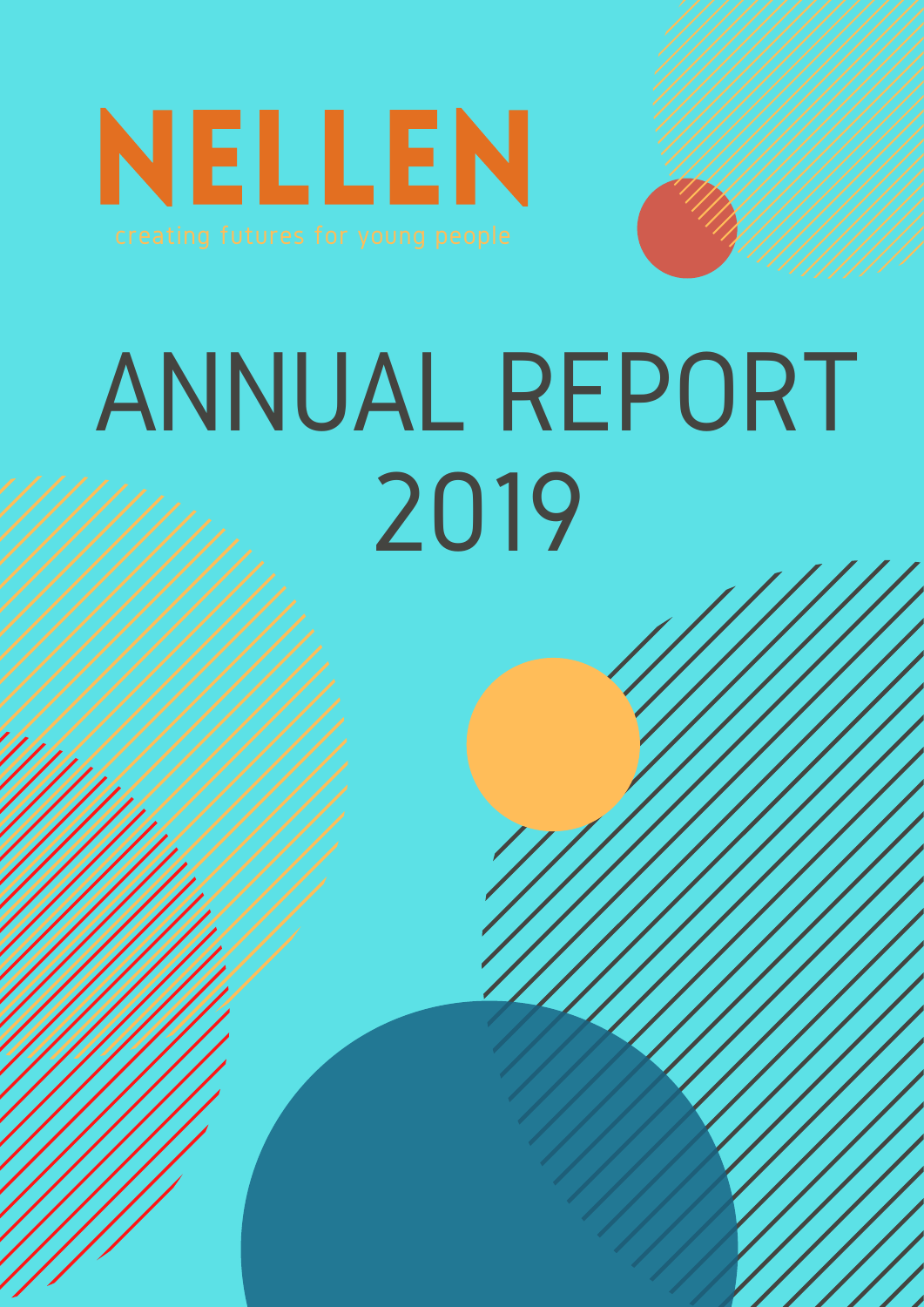# NELLEN

creating futures for young people

# ANNUAL REPORT 2019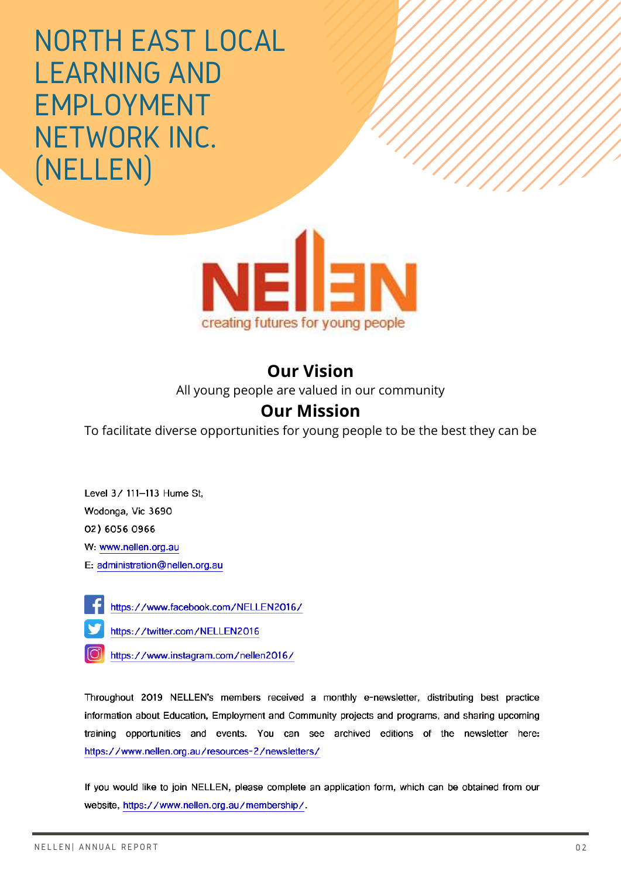# NORTH EAST LOCAL LEARNING AND EMPLOYMENT NETWORK INC. (NELLEN)

NELLEN creating futures for young people

## Our Vision

All young people are valued in our community

## Our Mission

To facilitate diverse opportunities for young people to be the best they can be

Level 3/ 111-113 Hume St,
Wodonga, Vic 3690
02) 6056 0966
W: www.nellen.org.au
E: administration@nellen.org.au

https://www.facebook.com/NELLEN2016/
https://twitter.com/NELLEN2016
https://www.instagram.com/nellen2016/

Throughout 2019 NELLEN's members received a monthly e-newsletter, distributing best practice information about Education, Employment and Community projects and programs, and sharing upcoming training opportunities and events. You can see archived editions of the newsletter here: https://www.nellen.org.au/resources-2/newsletters/

If you would like to join NELLEN, please complete an application form, which can be obtained from our website, https://www.nellen.org.au/membership/.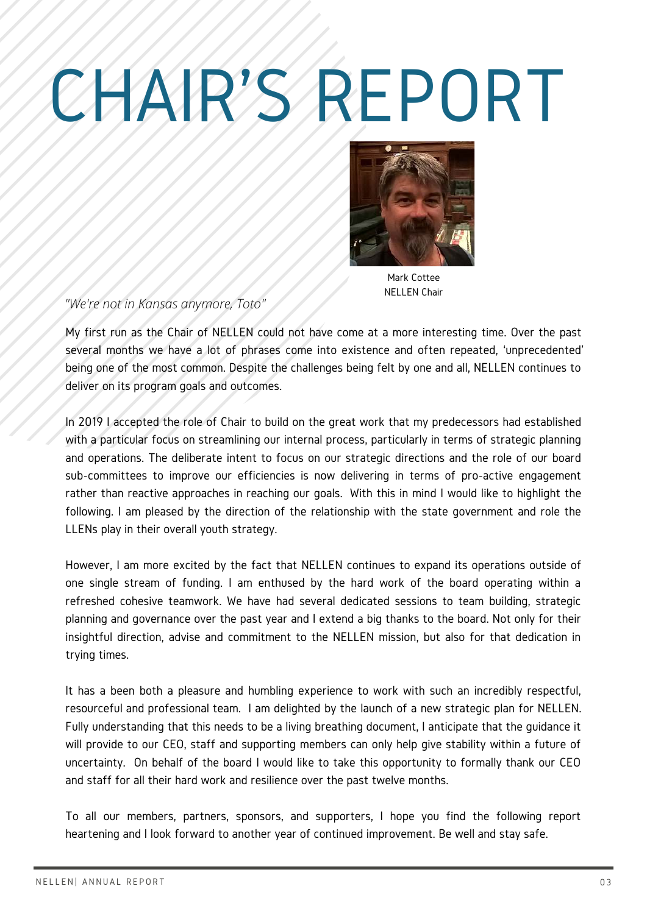# CHAIR'S REPORT

Mark Cottee
NELLEN Chair

*"We're not in Kansas anymore, Toto"*

My first run as the Chair of NELLEN could not have come at a more interesting time. Over the past several months we have a lot of phrases come into existence and often repeated, 'unprecedented' being one of the most common. Despite the challenges being felt by one and all, NELLEN continues to deliver on its program goals and outcomes.

In 2019 I accepted the role of Chair to build on the great work that my predecessors had established with a particular focus on streamlining our internal process, particularly in terms of strategic planning and operations. The deliberate intent to focus on our strategic directions and the role of our board sub-committees to improve our efficiencies is now delivering in terms of pro-active engagement rather than reactive approaches in reaching our goals. With this in mind I would like to highlight the following. I am pleased by the direction of the relationship with the state government and role the LLENs play in their overall youth strategy.

However, I am more excited by the fact that NELLEN continues to expand its operations outside of one single stream of funding. I am enthused by the hard work of the board operating within a refreshed cohesive teamwork. We have had several dedicated sessions to team building, strategic planning and governance over the past year and I extend a big thanks to the board. Not only for their insightful direction, advise and commitment to the NELLEN mission, but also for that dedication in trying times.

It has a been both a pleasure and humbling experience to work with such an incredibly respectful, resourceful and professional team. I am delighted by the launch of a new strategic plan for NELLEN. Fully understanding that this needs to be a living breathing document, I anticipate that the guidance it will provide to our CEO, staff and supporting members can only help give stability within a future of uncertainty. On behalf of the board I would like to take this opportunity to formally thank our CEO and staff for all their hard work and resilience over the past twelve months.

To all our members, partners, sponsors, and supporters, I hope you find the following report heartening and I look forward to another year of continued improvement. Be well and stay safe.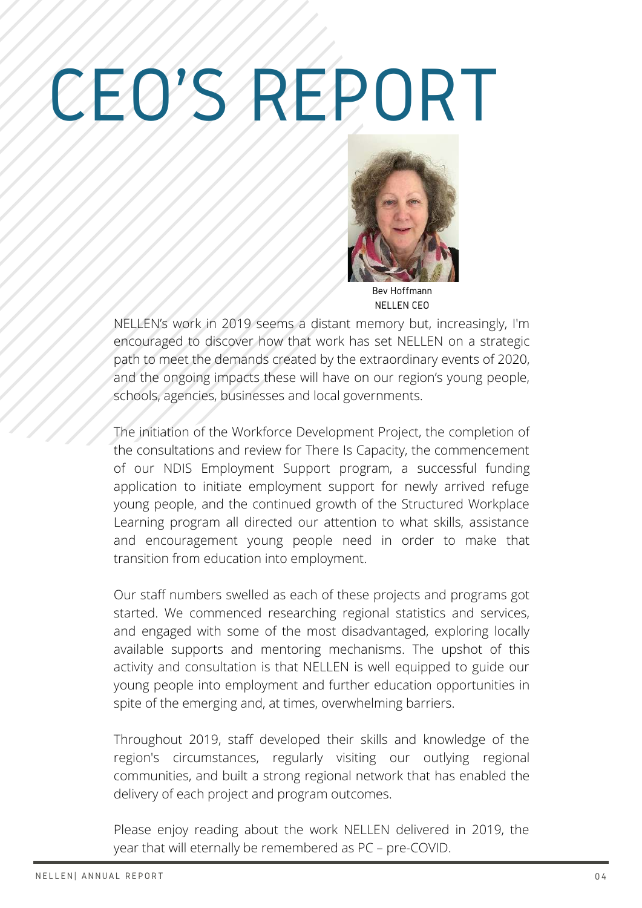# CEO'S REPORT

Bev Hoffmann
NELLEN CEO

NELLEN's work in 2019 seems a distant memory but, increasingly, I'm encouraged to discover how that work has set NELLEN on a strategic path to meet the demands created by the extraordinary events of 2020, and the ongoing impacts these will have on our region's young people, schools, agencies, businesses and local governments.

The initiation of the Workforce Development Project, the completion of the consultations and review for There Is Capacity, the commencement of our NDIS Employment Support program, a successful funding application to initiate employment support for newly arrived refuge young people, and the continued growth of the Structured Workplace Learning program all directed our attention to what skills, assistance and encouragement young people need in order to make that transition from education into employment.

Our staff numbers swelled as each of these projects and programs got started. We commenced researching regional statistics and services, and engaged with some of the most disadvantaged, exploring locally available supports and mentoring mechanisms. The upshot of this activity and consultation is that NELLEN is well equipped to guide our young people into employment and further education opportunities in spite of the emerging and, at times, overwhelming barriers.

Throughout 2019, staff developed their skills and knowledge of the region's circumstances, regularly visiting our outlying regional communities, and built a strong regional network that has enabled the delivery of each project and program outcomes.

Please enjoy reading about the work NELLEN delivered in 2019, the year that will eternally be remembered as PC – pre-COVID.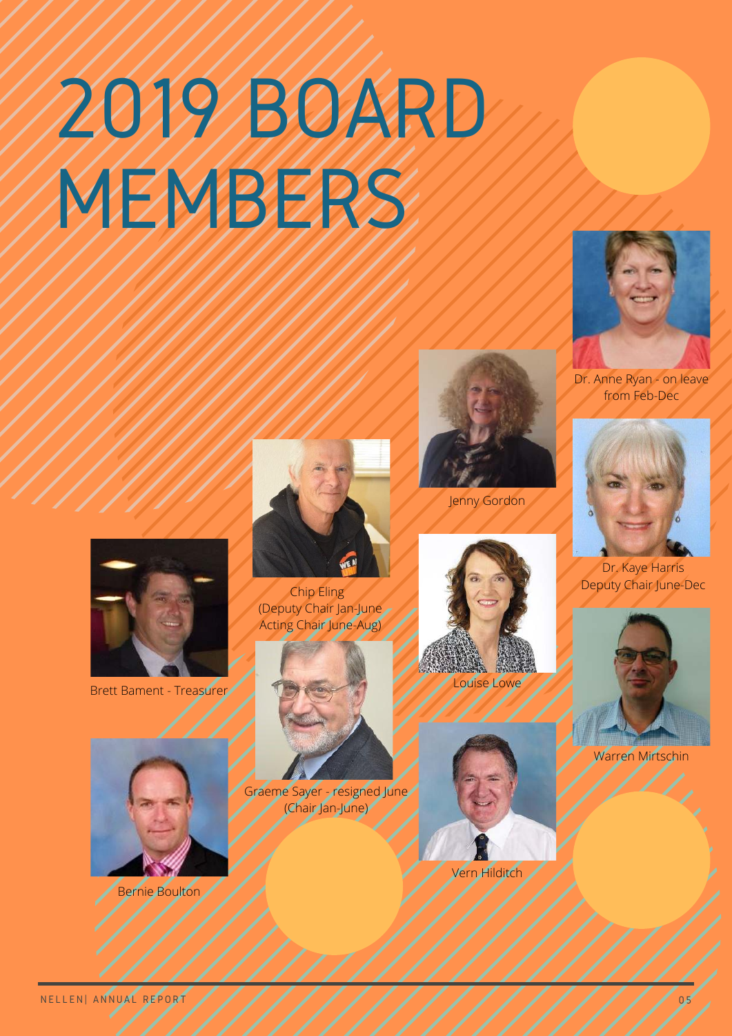# 2019 BOARD MEMBERS

Dr. Anne Ryan - on leave from Feb-Dec

Jenny Gordon

Dr. Kaye Harris
Deputy Chair June-Dec

Chip Eling
(Deputy Chair Jan-June
Acting Chair June-Aug)

Brett Bament - Treasurer

Louise Lowe

Warren Mirtschin

Graeme Sayer - resigned June
(Chair Jan-June)

Bernie Boulton

Vern Hilditch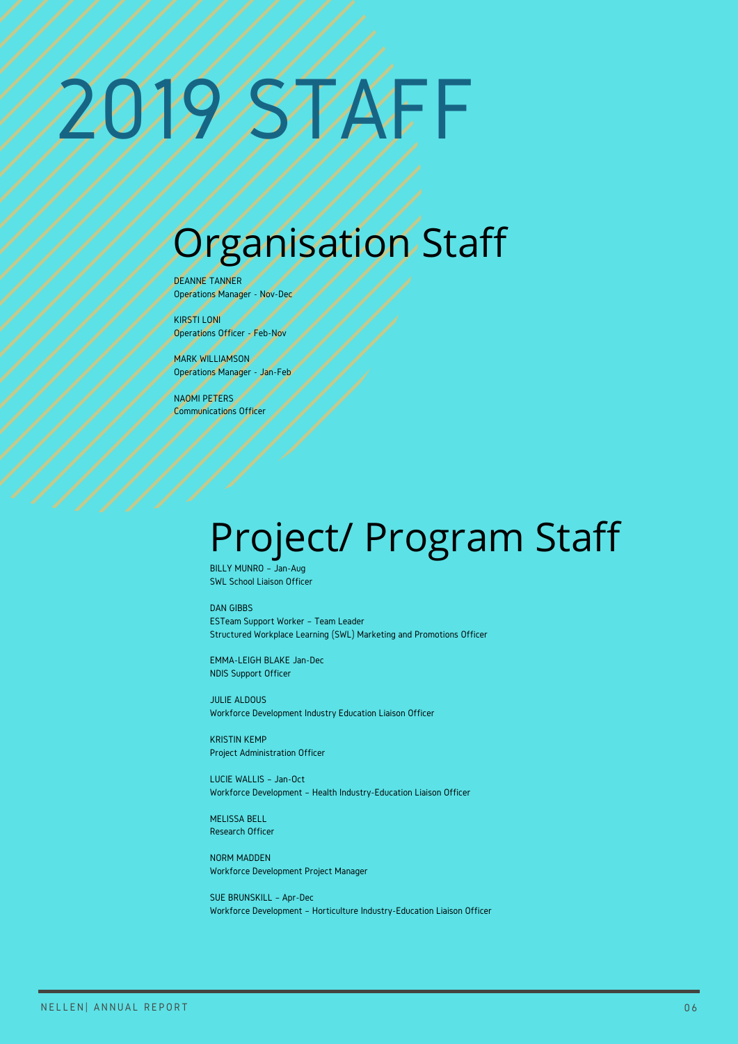# 2019 STAFF

## Organisation Staff

DEANNE TANNER
Operations Manager - Nov-Dec

KIRSTI LONI
Operations Officer - Feb-Nov

MARK WILLIAMSON
Operations Manager - Jan-Feb

NAOMI PETERS
Communications Officer

## Project/ Program Staff

BILLY MUNRO – Jan-Aug
SWL School Liaison Officer

DAN GIBBS
ESTeam Support Worker – Team Leader
Structured Workplace Learning (SWL) Marketing and Promotions Officer

EMMA-LEIGH BLAKE Jan-Dec
NDIS Support Officer

JULIE ALDOUS
Workforce Development Industry Education Liaison Officer

KRISTIN KEMP
Project Administration Officer

LUCIE WALLIS – Jan-Oct
Workforce Development – Health Industry-Education Liaison Officer

MELISSA BELL
Research Officer

NORM MADDEN
Workforce Development Project Manager

SUE BRUNSKILL – Apr-Dec
Workforce Development – Horticulture Industry-Education Liaison Officer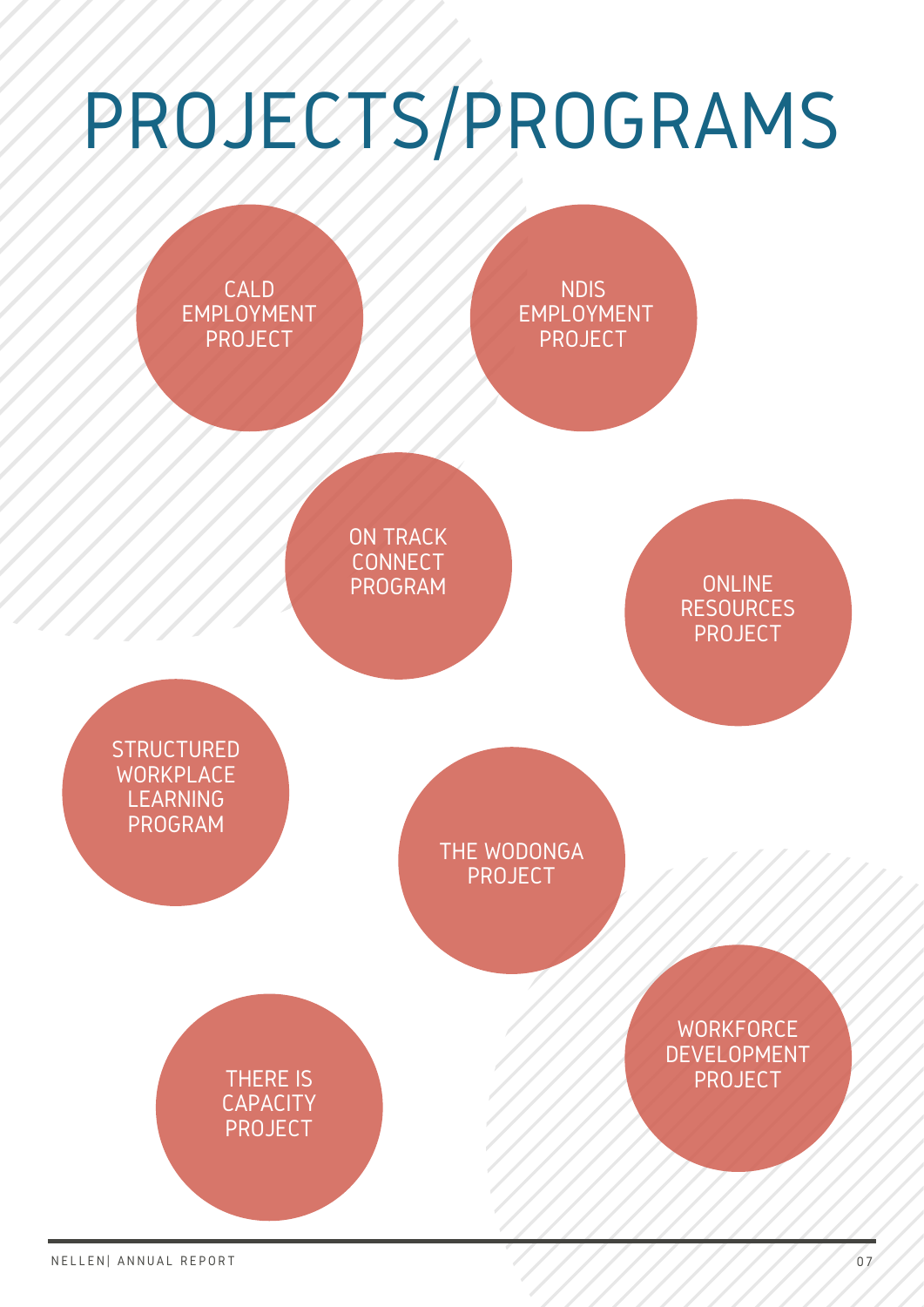# PROJECTS/PROGRAMS

- CALD EMPLOYMENT PROJECT
- NDIS EMPLOYMENT PROJECT
- ON TRACK CONNECT PROGRAM
- ONLINE RESOURCES PROJECT
- STRUCTURED WORKPLACE LEARNING PROGRAM
- THE WODONGA PROJECT
- THERE IS CAPACITY PROJECT
- WORKFORCE DEVELOPMENT PROJECT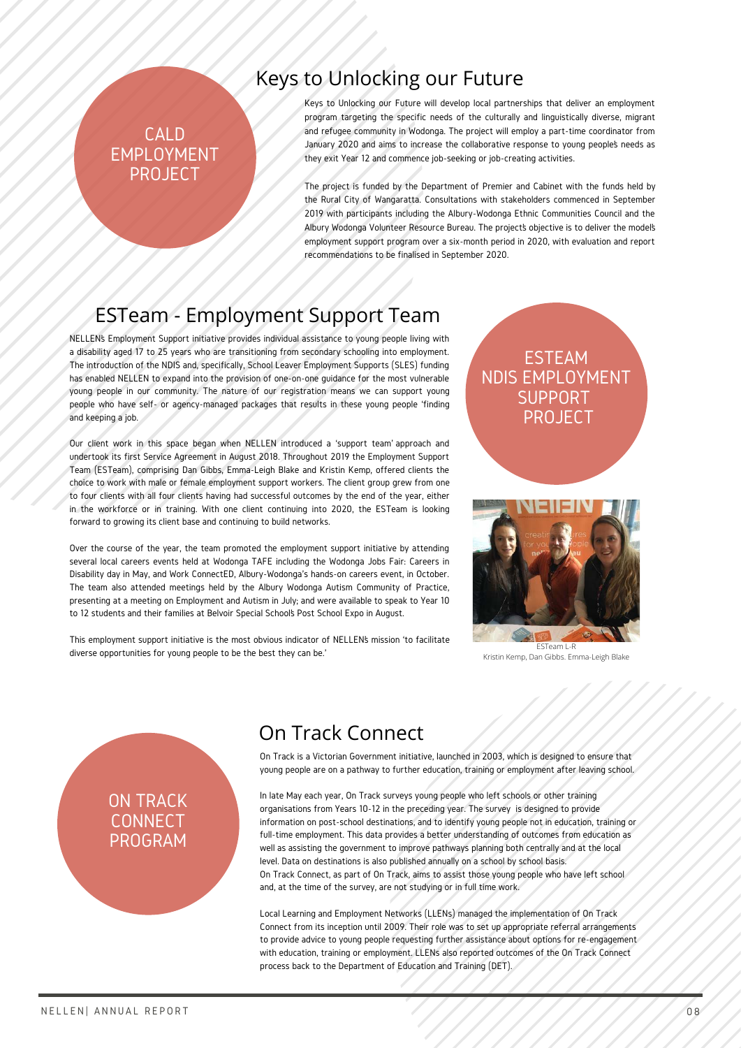CALD EMPLOYMENT PROJECT

## Keys to Unlocking our Future

Keys to Unlocking our Future will develop local partnerships that deliver an employment program targeting the specific needs of the culturally and linguistically diverse, migrant and refugee community in Wodonga. The project will employ a part-time coordinator from January 2020 and aims to increase the collaborative response to young people's needs as they exit Year 12 and commence job-seeking or job-creating activities.

The project is funded by the Department of Premier and Cabinet with the funds held by the Rural City of Wangaratta. Consultations with stakeholders commenced in September 2019 with participants including the Albury-Wodonga Ethnic Communities Council and the Albury Wodonga Volunteer Resource Bureau. The project's objective is to deliver the model's employment support program over a six-month period in 2020, with evaluation and report recommendations to be finalised in September 2020.

## ESTeam - Employment Support Team

ESTEAM NDIS EMPLOYMENT SUPPORT PROJECT

NELLEN's Employment Support initiative provides individual assistance to young people living with a disability aged 17 to 25 years who are transitioning from secondary schooling into employment. The introduction of the NDIS and, specifically, School Leaver Employment Supports (SLES) funding has enabled NELLEN to expand into the provision of one-on-one guidance for the most vulnerable young people in our community. The nature of our registration means we can support young people who have self- or agency-managed packages that results in these young people 'finding and keeping a job.

Our client work in this space began when NELLEN introduced a 'support team' approach and undertook its first Service Agreement in August 2018. Throughout 2019 the Employment Support Team (ESTeam), comprising Dan Gibbs, Emma-Leigh Blake and Kristin Kemp, offered clients the choice to work with male or female employment support workers. The client group grew from one to four clients with all four clients having had successful outcomes by the end of the year, either in the workforce or in training. With one client continuing into 2020, the ESTeam is looking forward to growing its client base and continuing to build networks.

Over the course of the year, the team promoted the employment support initiative by attending several local careers events held at Wodonga TAFE including the Wodonga Jobs Fair: Careers in Disability day in May, and Work ConnectED, Albury-Wodonga's hands-on careers event, in October. The team also attended meetings held by the Albury Wodonga Autism Community of Practice, presenting at a meeting on Employment and Autism in July; and were available to speak to Year 10 to 12 students and their families at Belvoir Special School's Post School Expo in August.

This employment support initiative is the most obvious indicator of NELLEN's mission 'to facilitate diverse opportunities for young people to be the best they can be.'

ESTeam L-R
Kristin Kemp, Dan Gibbs. Emma-Leigh Blake

ON TRACK CONNECT PROGRAM

## On Track Connect

On Track is a Victorian Government initiative, launched in 2003, which is designed to ensure that young people are on a pathway to further education, training or employment after leaving school.

In late May each year, On Track surveys young people who left schools or other training organisations from Years 10-12 in the preceding year. The survey is designed to provide information on post-school destinations, and to identify young people not in education, training or full-time employment. This data provides a better understanding of outcomes from education as well as assisting the government to improve pathways planning both centrally and at the local level. Data on destinations is also published annually on a school by school basis.
On Track Connect, as part of On Track, aims to assist those young people who have left school and, at the time of the survey, are not studying or in full time work.

Local Learning and Employment Networks (LLENs) managed the implementation of On Track Connect from its inception until 2009. Their role was to set up appropriate referral arrangements to provide advice to young people requesting further assistance about options for re-engagement with education, training or employment. LLENs also reported outcomes of the On Track Connect process back to the Department of Education and Training (DET).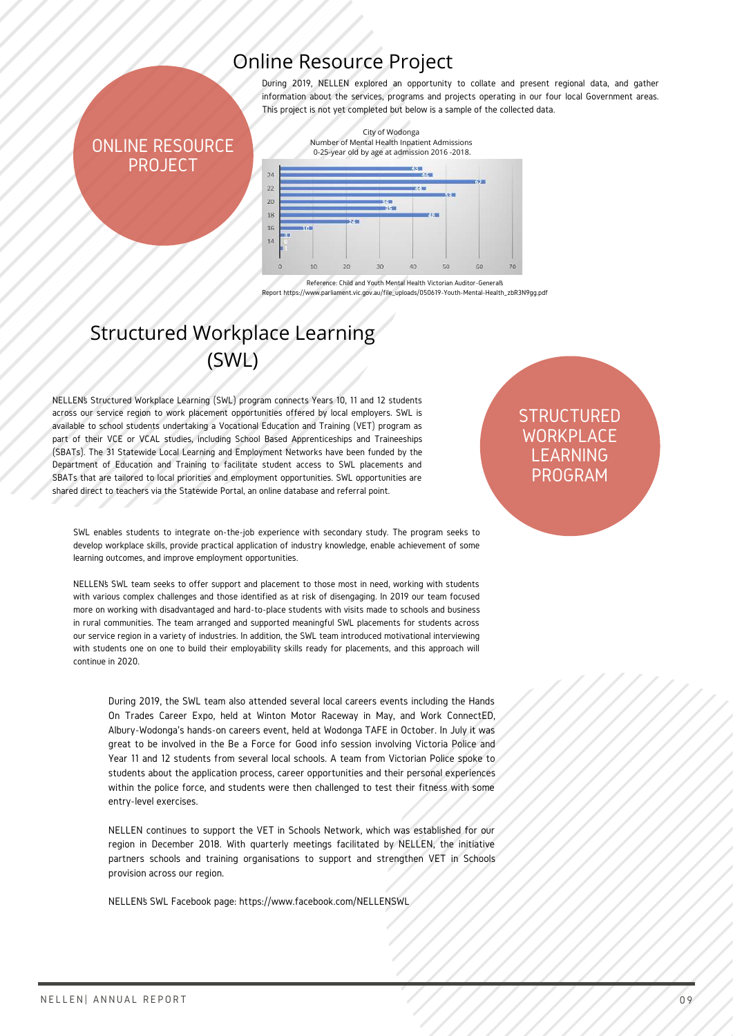# Online Resource Project

ONLINE RESOURCE PROJECT

During 2019, NELLEN explored an opportunity to collate and present regional data, and gather information about the services, programs and projects operating in our four local Government areas. This project is not yet completed but below is a sample of the collected data.

City of Wodonga
Number of Mental Health Inpatient Admissions
0-25-year old by age at admission 2016 -2018.

| Age | Admissions |
|---|---|
| 25 | 43 |
| 24 | 46 |
| 23 | 62 |
| 22 | 44 |
| 21 | 53 |
| 20 | 34 |
| 19 | 35 |
| 18 | 48 |
| 17 | 24 |
| 16 | 10 |
| 15 | 3 |
| 14 | 0 |
| 13 | 1 |

Reference: Child and Youth Mental Health Victorian Auditor-General's Report https://www.parliament.vic.gov.au/file_uploads/050619-Youth-Mental-Health_zbR3N9gg.pdf

# Structured Workplace Learning (SWL)

STRUCTURED WORKPLACE LEARNING PROGRAM

NELLEN's Structured Workplace Learning (SWL) program connects Years 10, 11 and 12 students across our service region to work placement opportunities offered by local employers. SWL is available to school students undertaking a Vocational Education and Training (VET) program as part of their VCE or VCAL studies, including School Based Apprenticeships and Traineeships (SBATs). The 31 Statewide Local Learning and Employment Networks have been funded by the Department of Education and Training to facilitate student access to SWL placements and SBATs that are tailored to local priorities and employment opportunities. SWL opportunities are shared direct to teachers via the Statewide Portal, an online database and referral point.

SWL enables students to integrate on-the-job experience with secondary study. The program seeks to develop workplace skills, provide practical application of industry knowledge, enable achievement of some learning outcomes, and improve employment opportunities.

NELLEN's SWL team seeks to offer support and placement to those most in need, working with students with various complex challenges and those identified as at risk of disengaging. In 2019 our team focused more on working with disadvantaged and hard-to-place students with visits made to schools and business in rural communities. The team arranged and supported meaningful SWL placements for students across our service region in a variety of industries. In addition, the SWL team introduced motivational interviewing with students one on one to build their employability skills ready for placements, and this approach will continue in 2020.

During 2019, the SWL team also attended several local careers events including the Hands On Trades Career Expo, held at Winton Motor Raceway in May, and Work ConnectED, Albury-Wodonga's hands-on careers event, held at Wodonga TAFE in October. In July it was great to be involved in the Be a Force for Good info session involving Victoria Police and Year 11 and 12 students from several local schools. A team from Victorian Police spoke to students about the application process, career opportunities and their personal experiences within the police force, and students were then challenged to test their fitness with some entry-level exercises.

NELLEN continues to support the VET in Schools Network, which was established for our region in December 2018. With quarterly meetings facilitated by NELLEN, the initiative partners schools and training organisations to support and strengthen VET in Schools provision across our region.

NELLEN's SWL Facebook page: https://www.facebook.com/NELLENSWL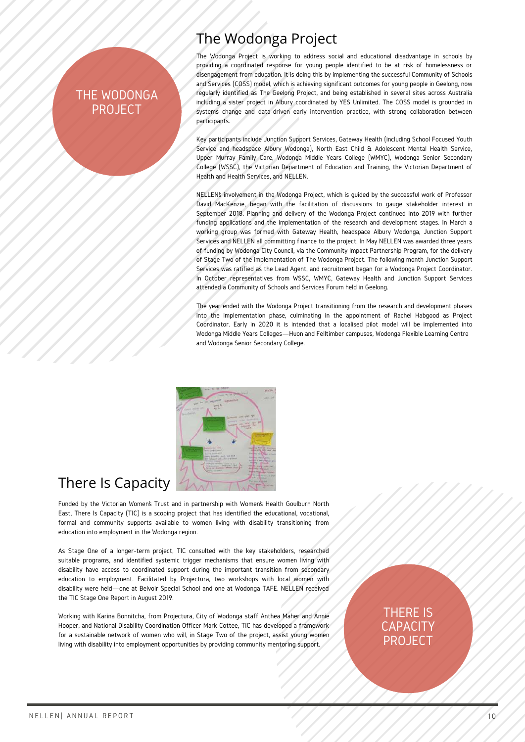THE WODONGA PROJECT

# The Wodonga Project

The Wodonga Project is working to address social and educational disadvantage in schools by providing a coordinated response for young people identified to be at risk of homelessness or disengagement from education. It is doing this by implementing the successful Community of Schools and Services (COSS) model, which is achieving significant outcomes for young people in Geelong, now regularly identified as The Geelong Project, and being established in several sites across Australia including a sister project in Albury coordinated by YES Unlimited. The COSS model is grounded in systems change and data-driven early intervention practice, with strong collaboration between participants.

Key participants include Junction Support Services, Gateway Health (including School Focused Youth Service and headspace Albury Wodonga), North East Child & Adolescent Mental Health Service, Upper Murray Family Care, Wodonga Middle Years College (WMYC), Wodonga Senior Secondary College (WSSC), the Victorian Department of Education and Training, the Victorian Department of Health and Health Services, and NELLEN.

NELLEN's involvement in the Wodonga Project, which is guided by the successful work of Professor David MacKenzie, began with the facilitation of discussions to gauge stakeholder interest in September 2018. Planning and delivery of the Wodonga Project continued into 2019 with further funding applications and the implementation of the research and development stages. In March a working group was formed with Gateway Health, headspace Albury Wodonga, Junction Support Services and NELLEN all committing finance to the project. In May NELLEN was awarded three years of funding by Wodonga City Council, via the Community Impact Partnership Program, for the delivery of Stage Two of the implementation of The Wodonga Project. The following month Junction Support Services was ratified as the Lead Agent, and recruitment began for a Wodonga Project Coordinator. In October representatives from WSSC, WMYC, Gateway Health and Junction Support Services attended a Community of Schools and Services Forum held in Geelong.

The year ended with the Wodonga Project transitioning from the research and development phases into the implementation phase, culminating in the appointment of Rachel Habgood as Project Coordinator. Early in 2020 it is intended that a localised pilot model will be implemented into Wodonga Middle Years Colleges—Huon and Felltimber campuses, Wodonga Flexible Learning Centre and Wodonga Senior Secondary College.

# There Is Capacity

Funded by the Victorian Women's Trust and in partnership with Women's Health Goulburn North East, There Is Capacity (TIC) is a scoping project that has identified the educational, vocational, formal and community supports available to women living with disability transitioning from education into employment in the Wodonga region.

As Stage One of a longer-term project, TIC consulted with the key stakeholders, researched suitable programs, and identified systemic trigger mechanisms that ensure women living with disability have access to coordinated support during the important transition from secondary education to employment. Facilitated by Projectura, two workshops with local women with disability were held—one at Belvoir Special School and one at Wodonga TAFE. NELLEN received the TIC Stage One Report in August 2019.

Working with Karina Bonnitcha, from Projectura, City of Wodonga staff Anthea Maher and Annie Hooper, and National Disability Coordination Officer Mark Cottee, TIC has developed a framework for a sustainable network of women who will, in Stage Two of the project, assist young women living with disability into employment opportunities by providing community mentoring support.

THERE IS CAPACITY PROJECT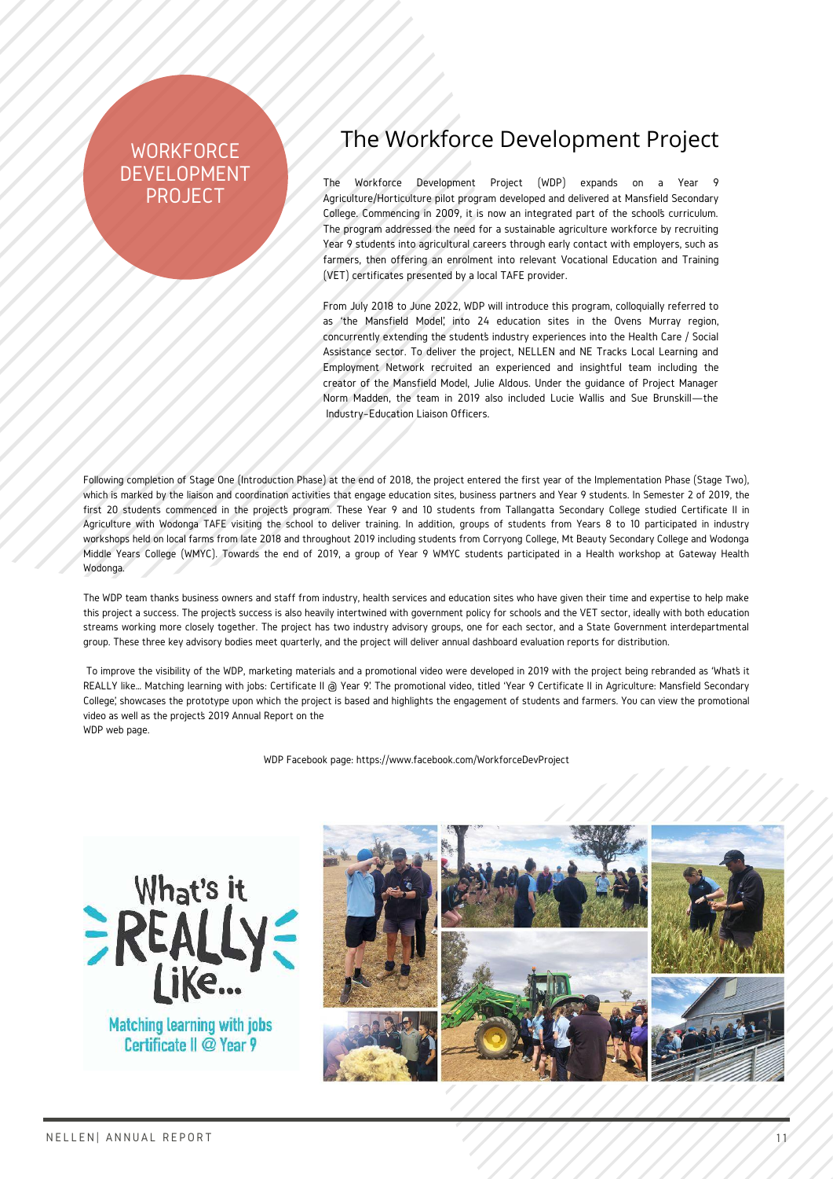WORKFORCE DEVELOPMENT PROJECT

# The Workforce Development Project

The Workforce Development Project (WDP) expands on a Year 9 Agriculture/Horticulture pilot program developed and delivered at Mansfield Secondary College. Commencing in 2009, it is now an integrated part of the school's curriculum. The program addressed the need for a sustainable agriculture workforce by recruiting Year 9 students into agricultural careers through early contact with employers, such as farmers, then offering an enrolment into relevant Vocational Education and Training (VET) certificates presented by a local TAFE provider.

From July 2018 to June 2022, WDP will introduce this program, colloquially referred to as 'the Mansfield Model', into 24 education sites in the Ovens Murray region, concurrently extending the student's industry experiences into the Health Care / Social Assistance sector. To deliver the project, NELLEN and NE Tracks Local Learning and Employment Network recruited an experienced and insightful team including the creator of the Mansfield Model, Julie Aldous. Under the guidance of Project Manager Norm Madden, the team in 2019 also included Lucie Wallis and Sue Brunskill—the Industry-Education Liaison Officers.

Following completion of Stage One (Introduction Phase) at the end of 2018, the project entered the first year of the Implementation Phase (Stage Two), which is marked by the liaison and coordination activities that engage education sites, business partners and Year 9 students. In Semester 2 of 2019, the first 20 students commenced in the project's program. These Year 9 and 10 students from Tallangatta Secondary College studied Certificate II in Agriculture with Wodonga TAFE visiting the school to deliver training. In addition, groups of students from Years 8 to 10 participated in industry workshops held on local farms from late 2018 and throughout 2019 including students from Corryong College, Mt Beauty Secondary College and Wodonga Middle Years College (WMYC). Towards the end of 2019, a group of Year 9 WMYC students participated in a Health workshop at Gateway Health Wodonga.

The WDP team thanks business owners and staff from industry, health services and education sites who have given their time and expertise to help make this project a success. The project's success is also heavily intertwined with government policy for schools and the VET sector, ideally with both education streams working more closely together. The project has two industry advisory groups, one for each sector, and a State Government interdepartmental group. These three key advisory bodies meet quarterly, and the project will deliver annual dashboard evaluation reports for distribution.

To improve the visibility of the WDP, marketing materials and a promotional video were developed in 2019 with the project being rebranded as 'What's it REALLY like... Matching learning with jobs: Certificate II @ Year 9'. The promotional video, titled 'Year 9 Certificate II in Agriculture: Mansfield Secondary College', showcases the prototype upon which the project is based and highlights the engagement of students and farmers. You can view the promotional video as well as the project's 2019 Annual Report on the WDP web page.

WDP Facebook page: https://www.facebook.com/WorkforceDevProject

What's it REALLY like...

Matching learning with jobs
Certificate II @ Year 9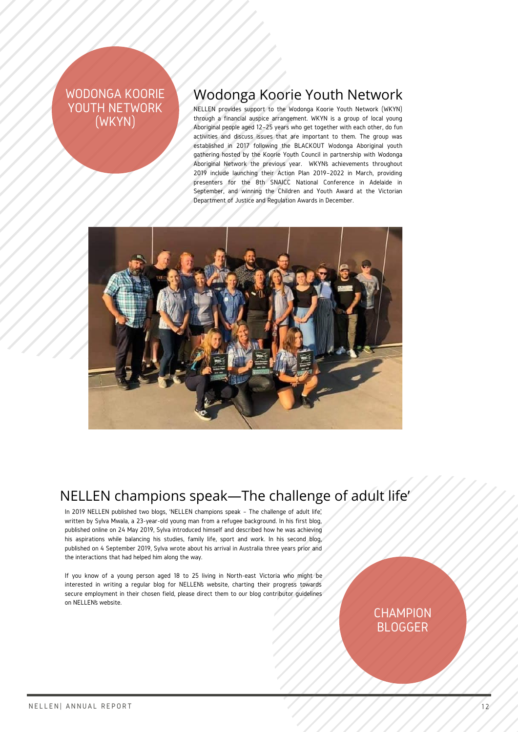WODONGA KOORIE YOUTH NETWORK (WKYN)

## Wodonga Koorie Youth Network

NELLEN provides support to the Wodonga Koorie Youth Network (WKYN) through a financial auspice arrangement. WKYN is a group of local young Aboriginal people aged 12–25 years who get together with each other, do fun activities and discuss issues that are important to them. The group was established in 2017 following the BLACKOUT Wodonga Aboriginal youth gathering hosted by the Koorie Youth Council in partnership with Wodonga Aboriginal Network the previous year. WKYN's achievements throughout 2019 include launching their Action Plan 2019–2022 in March, providing presenters for the 8th SNAICC National Conference in Adelaide in September, and winning the Children and Youth Award at the Victorian Department of Justice and Regulation Awards in December.

## NELLEN champions speak—The challenge of adult life'

In 2019 NELLEN published two blogs, 'NELLEN champions speak – The challenge of adult life', written by Sylva Mwala, a 23-year-old young man from a refugee background. In his first blog, published online on 24 May 2019, Sylva introduced himself and described how he was achieving his aspirations while balancing his studies, family life, sport and work. In his second blog, published on 4 September 2019, Sylva wrote about his arrival in Australia three years prior and the interactions that had helped him along the way.

If you know of a young person aged 18 to 25 living in North-east Victoria who might be interested in writing a regular blog for NELLEN's website, charting their progress towards secure employment in their chosen field, please direct them to our blog contributor guidelines on NELLEN's website.

CHAMPION BLOGGER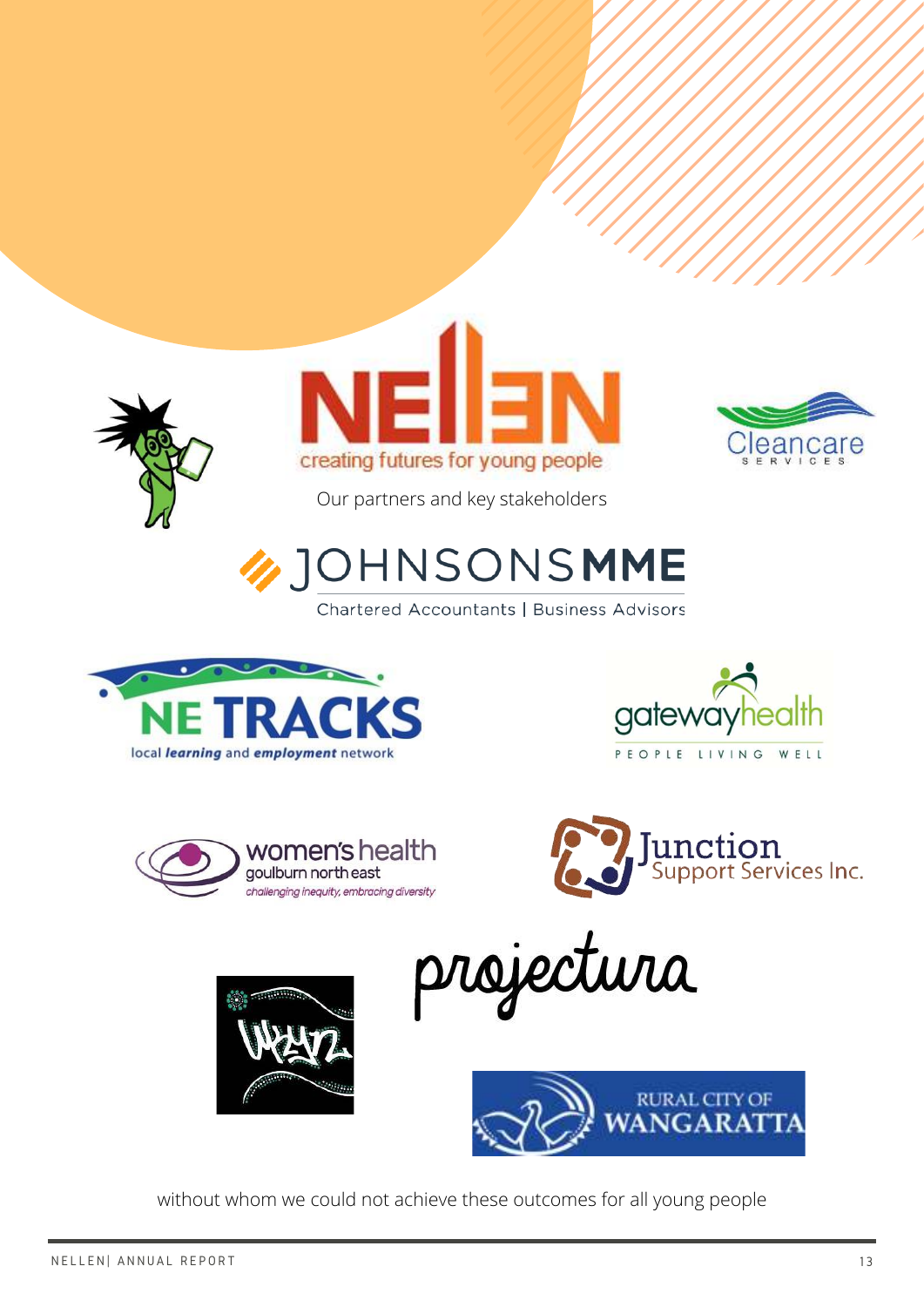Our partners and key stakeholders

without whom we could not achieve these outcomes for all young people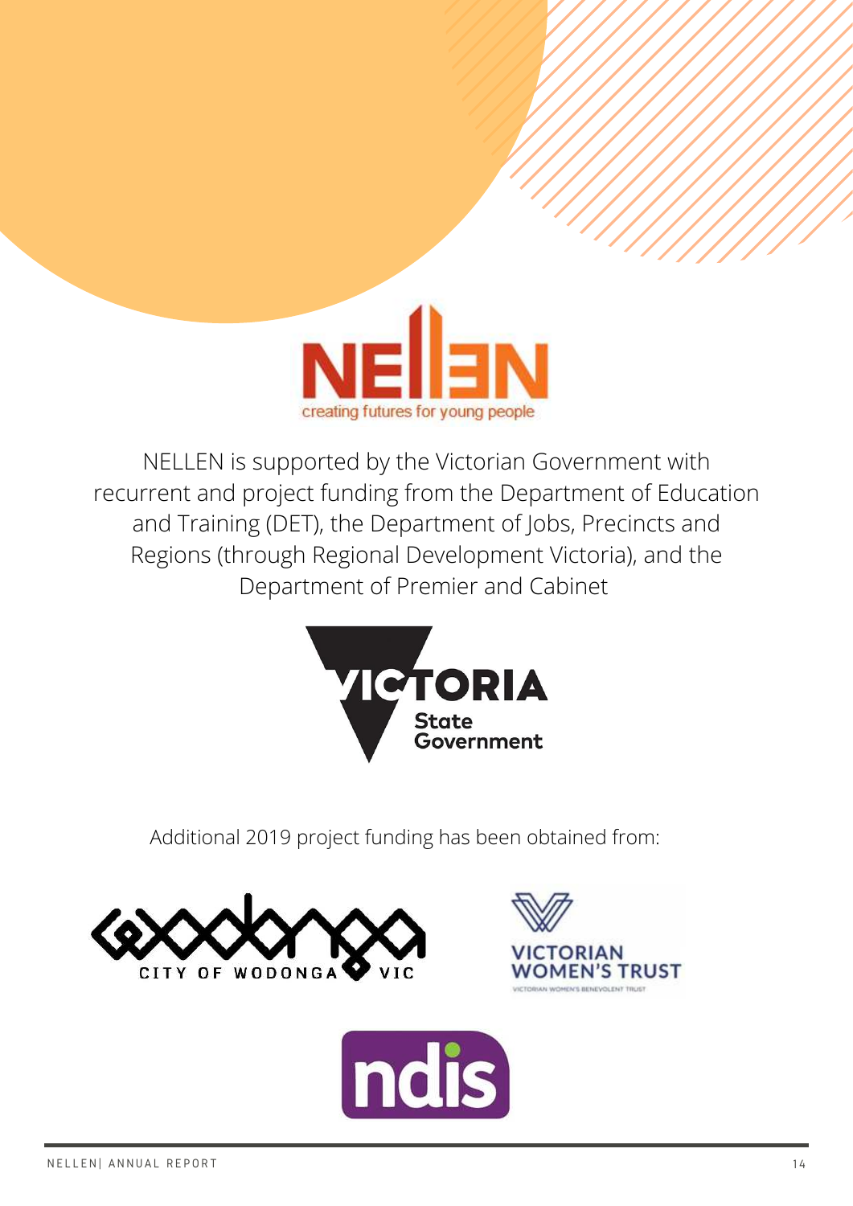NELLEN is supported by the Victorian Government with recurrent and project funding from the Department of Education and Training (DET), the Department of Jobs, Precincts and Regions (through Regional Development Victoria), and the Department of Premier and Cabinet

Additional 2019 project funding has been obtained from: